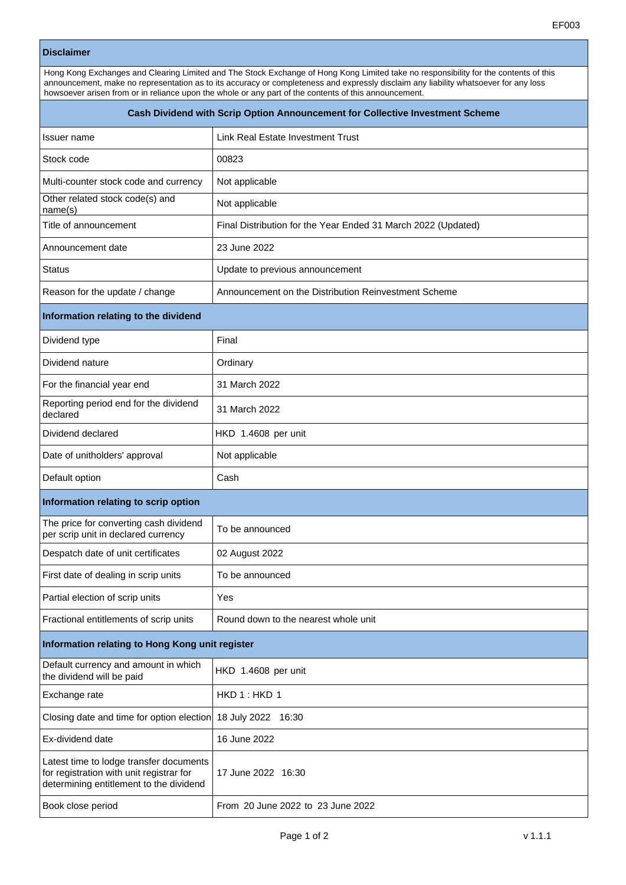EF003

## Disclaimer

Hong Kong Exchanges and Clearing Limited and The Stock Exchange of Hong Kong Limited take no responsibility for the contents of this announcement, make no representation as to its accuracy or completeness and expressly disclaim any liability whatsoever for any loss howsoever arisen from or in reliance upon the whole or any part of the contents of this announcement.

## Cash Dividend with Scrip Option Announcement for Collective Investment Scheme

| | |
|---|---|
| Issuer name | Link Real Estate Investment Trust |
| Stock code | 00823 |
| Multi-counter stock code and currency | Not applicable |
| Other related stock code(s) and name(s) | Not applicable |
| Title of announcement | Final Distribution for the Year Ended 31 March 2022 (Updated) |
| Announcement date | 23 June 2022 |
| Status | Update to previous announcement |
| Reason for the update / change | Announcement on the Distribution Reinvestment Scheme |

### Information relating to the dividend

| | |
|---|---|
| Dividend type | Final |
| Dividend nature | Ordinary |
| For the financial year end | 31 March 2022 |
| Reporting period end for the dividend declared | 31 March 2022 |
| Dividend declared | HKD 1.4608 per unit |
| Date of unitholders' approval | Not applicable |
| Default option | Cash |

### Information relating to scrip option

| | |
|---|---|
| The price for converting cash dividend per scrip unit in declared currency | To be announced |
| Despatch date of unit certificates | 02 August 2022 |
| First date of dealing in scrip units | To be announced |
| Partial election of scrip units | Yes |
| Fractional entitlements of scrip units | Round down to the nearest whole unit |

### Information relating to Hong Kong unit register

| | |
|---|---|
| Default currency and amount in which the dividend will be paid | HKD 1.4608 per unit |
| Exchange rate | HKD 1 : HKD 1 |
| Closing date and time for option election | 18 July 2022 16:30 |
| Ex-dividend date | 16 June 2022 |
| Latest time to lodge transfer documents for registration with unit registrar for determining entitlement to the dividend | 17 June 2022 16:30 |
| Book close period | From 20 June 2022 to 23 June 2022 |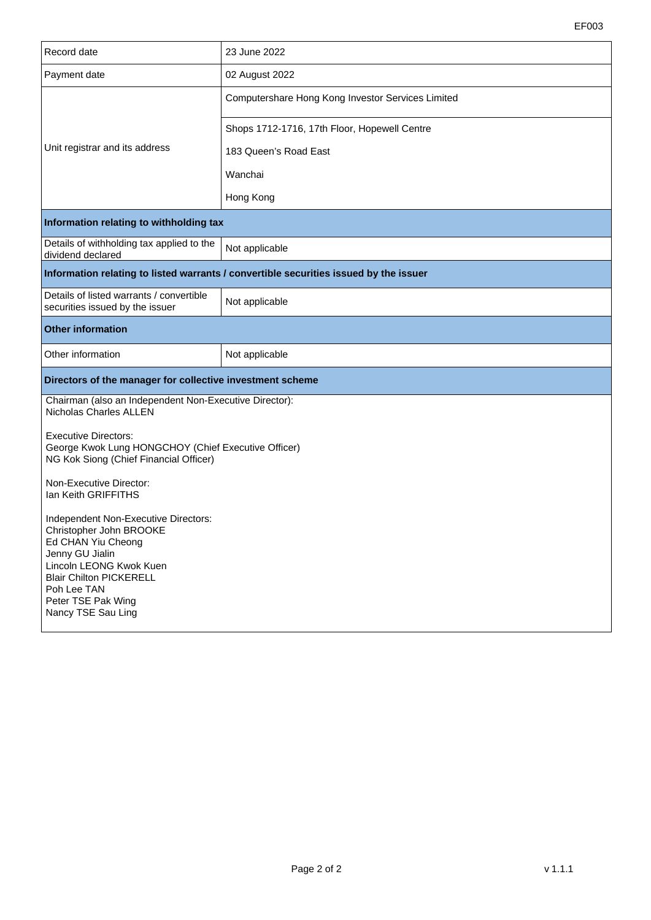| | |
|---|---|
| Record date | 23 June 2022 |
| Payment date | 02 August 2022 |
| Unit registrar and its address | Computershare Hong Kong Investor Services Limited<br>Shops 1712-1716, 17th Floor, Hopewell Centre<br>183 Queen's Road East<br>Wanchai<br>Hong Kong |

**Information relating to withholding tax**

| | |
|---|---|
| Details of withholding tax applied to the dividend declared | Not applicable |

**Information relating to listed warrants / convertible securities issued by the issuer**

| | |
|---|---|
| Details of listed warrants / convertible securities issued by the issuer | Not applicable |

**Other information**

| | |
|---|---|
| Other information | Not applicable |

**Directors of the manager for collective investment scheme**

Chairman (also an Independent Non-Executive Director):
Nicholas Charles ALLEN

Executive Directors:
George Kwok Lung HONGCHOY (Chief Executive Officer)
NG Kok Siong (Chief Financial Officer)

Non-Executive Director:
Ian Keith GRIFFITHS

Independent Non-Executive Directors:
Christopher John BROOKE
Ed CHAN Yiu Cheong
Jenny GU Jialin
Lincoln LEONG Kwok Kuen
Blair Chilton PICKERELL
Poh Lee TAN
Peter TSE Pak Wing
Nancy TSE Sau Ling